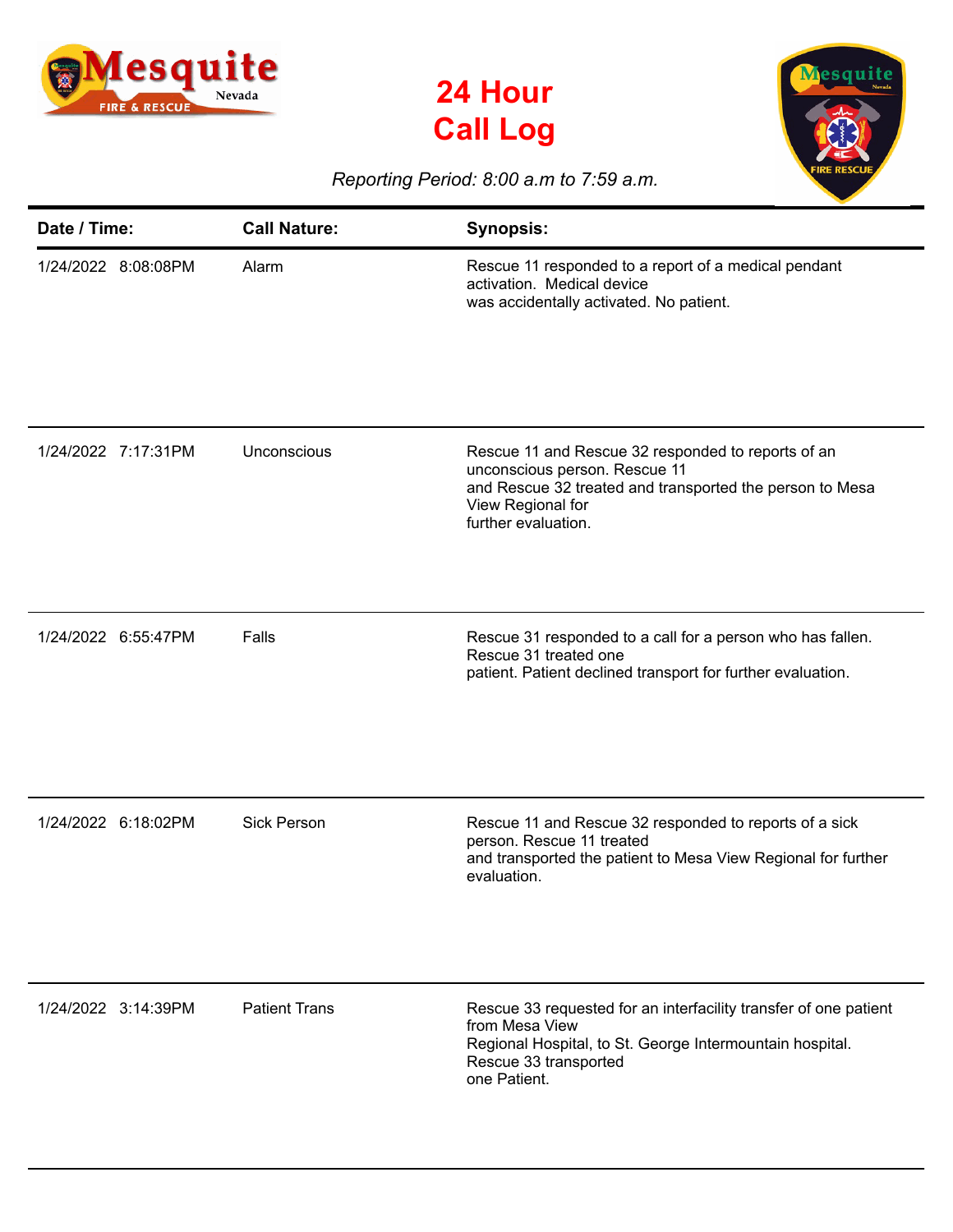# 24 Hour Call Log

*Reporting Period: 8:00 a.m to 7:59 a.m.*

| Date / Time: | Call Nature: | Synopsis: |
|---|---|---|
| 1/24/2022 8:08:08PM | Alarm | Rescue 11 responded to a report of a medical pendant activation. Medical device was accidentally activated. No patient. |
| 1/24/2022 7:17:31PM | Unconscious | Rescue 11 and Rescue 32 responded to reports of an unconscious person. Rescue 11 and Rescue 32 treated and transported the person to Mesa View Regional for further evaluation. |
| 1/24/2022 6:55:47PM | Falls | Rescue 31 responded to a call for a person who has fallen. Rescue 31 treated one patient. Patient declined transport for further evaluation. |
| 1/24/2022 6:18:02PM | Sick Person | Rescue 11 and Rescue 32 responded to reports of a sick person. Rescue 11 treated and transported the patient to Mesa View Regional for further evaluation. |
| 1/24/2022 3:14:39PM | Patient Trans | Rescue 33 requested for an interfacility transfer of one patient from Mesa View Regional Hospital, to St. George Intermountain hospital. Rescue 33 transported one Patient. |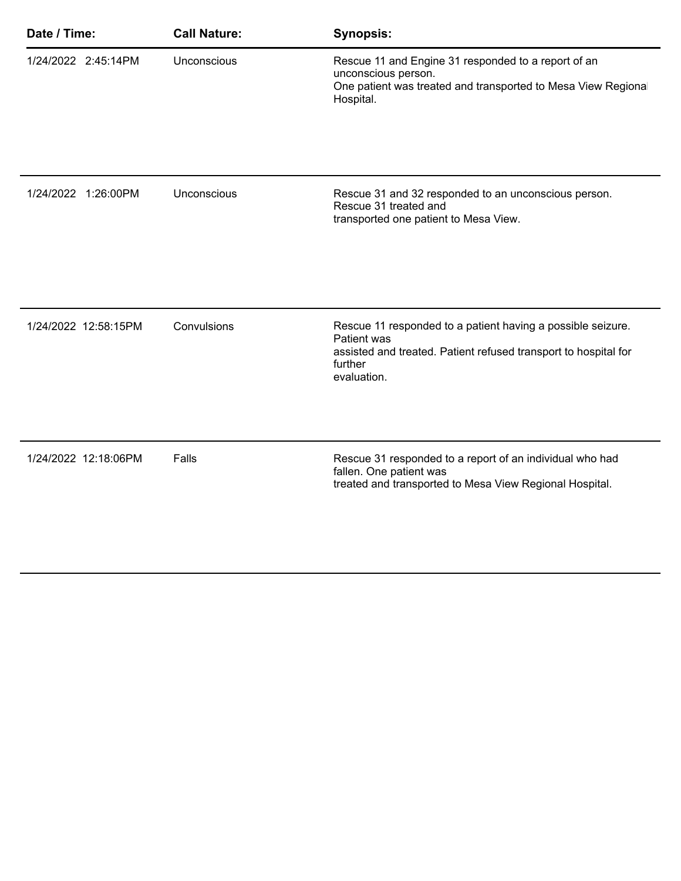| Date / Time: | Call Nature: | Synopsis: |
|---|---|---|
| 1/24/2022 2:45:14PM | Unconscious | Rescue 11 and Engine 31 responded to a report of an unconscious person. One patient was treated and transported to Mesa View Regional Hospital. |
| 1/24/2022 1:26:00PM | Unconscious | Rescue 31 and 32 responded to an unconscious person. Rescue 31 treated and transported one patient to Mesa View. |
| 1/24/2022 12:58:15PM | Convulsions | Rescue 11 responded to a patient having a possible seizure. Patient was assisted and treated. Patient refused transport to hospital for further evaluation. |
| 1/24/2022 12:18:06PM | Falls | Rescue 31 responded to a report of an individual who had fallen. One patient was treated and transported to Mesa View Regional Hospital. |